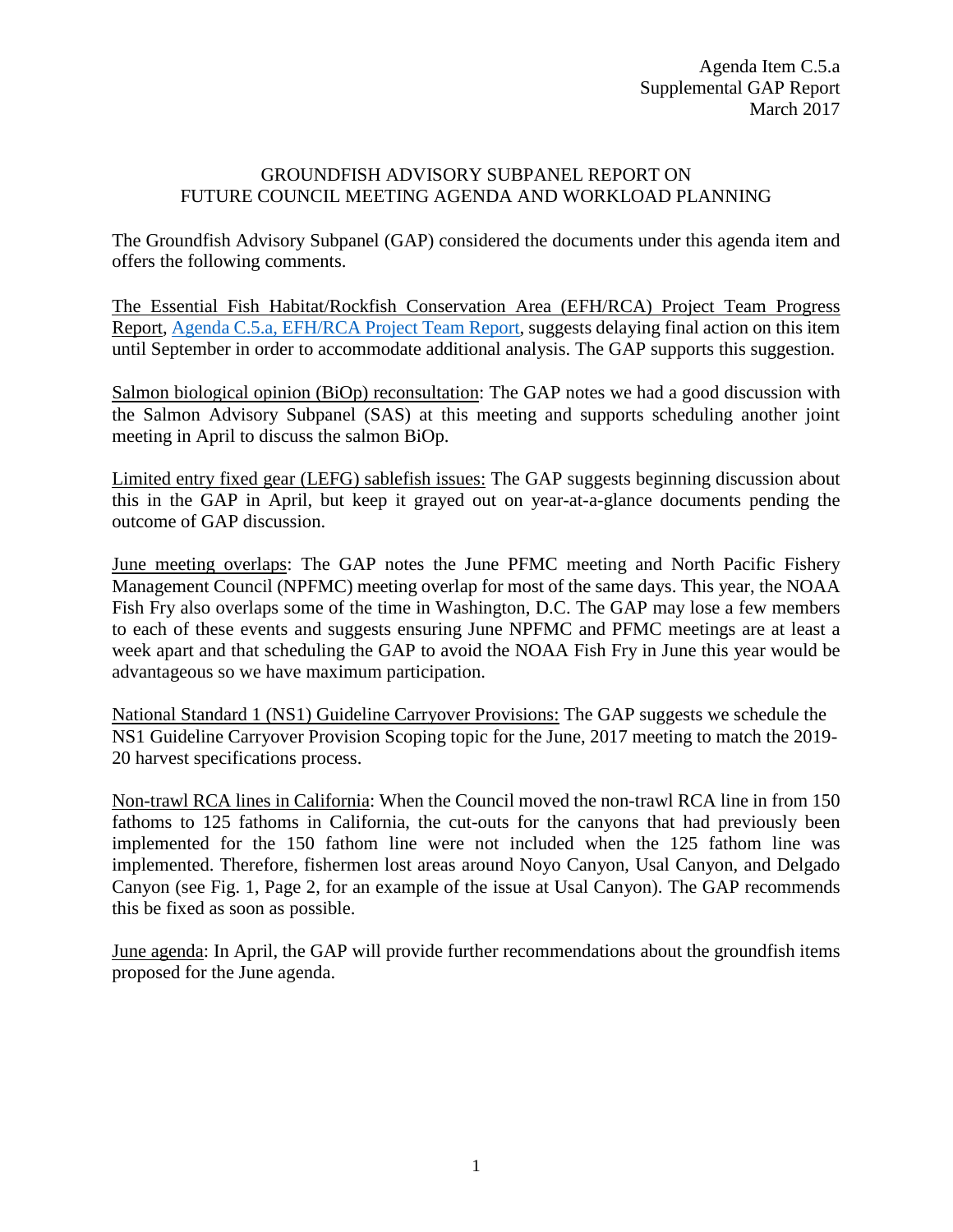Agenda Item C.5.a
Supplemental GAP Report
March 2017

# GROUNDFISH ADVISORY SUBPANEL REPORT ON FUTURE COUNCIL MEETING AGENDA AND WORKLOAD PLANNING

The Groundfish Advisory Subpanel (GAP) considered the documents under this agenda item and offers the following comments.

<u>The Essential Fish Habitat/Rockfish Conservation Area (EFH/RCA) Project Team Progress Report</u>, [Agenda C.5.a, EFH/RCA Project Team Report](), suggests delaying final action on this item until September in order to accommodate additional analysis. The GAP supports this suggestion.

<u>Salmon biological opinion (BiOp) reconsultation</u>: The GAP notes we had a good discussion with the Salmon Advisory Subpanel (SAS) at this meeting and supports scheduling another joint meeting in April to discuss the salmon BiOp.

<u>Limited entry fixed gear (LEFG) sablefish issues:</u> The GAP suggests beginning discussion about this in the GAP in April, but keep it grayed out on year-at-a-glance documents pending the outcome of GAP discussion.

<u>June meeting overlaps</u>: The GAP notes the June PFMC meeting and North Pacific Fishery Management Council (NPFMC) meeting overlap for most of the same days. This year, the NOAA Fish Fry also overlaps some of the time in Washington, D.C. The GAP may lose a few members to each of these events and suggests ensuring June NPFMC and PFMC meetings are at least a week apart and that scheduling the GAP to avoid the NOAA Fish Fry in June this year would be advantageous so we have maximum participation.

<u>National Standard 1 (NS1) Guideline Carryover Provisions:</u> The GAP suggests we schedule the NS1 Guideline Carryover Provision Scoping topic for the June, 2017 meeting to match the 2019-20 harvest specifications process.

<u>Non-trawl RCA lines in California</u>: When the Council moved the non-trawl RCA line in from 150 fathoms to 125 fathoms in California, the cut-outs for the canyons that had previously been implemented for the 150 fathom line were not included when the 125 fathom line was implemented. Therefore, fishermen lost areas around Noyo Canyon, Usal Canyon, and Delgado Canyon (see Fig. 1, Page 2, for an example of the issue at Usal Canyon). The GAP recommends this be fixed as soon as possible.

<u>June agenda</u>: In April, the GAP will provide further recommendations about the groundfish items proposed for the June agenda.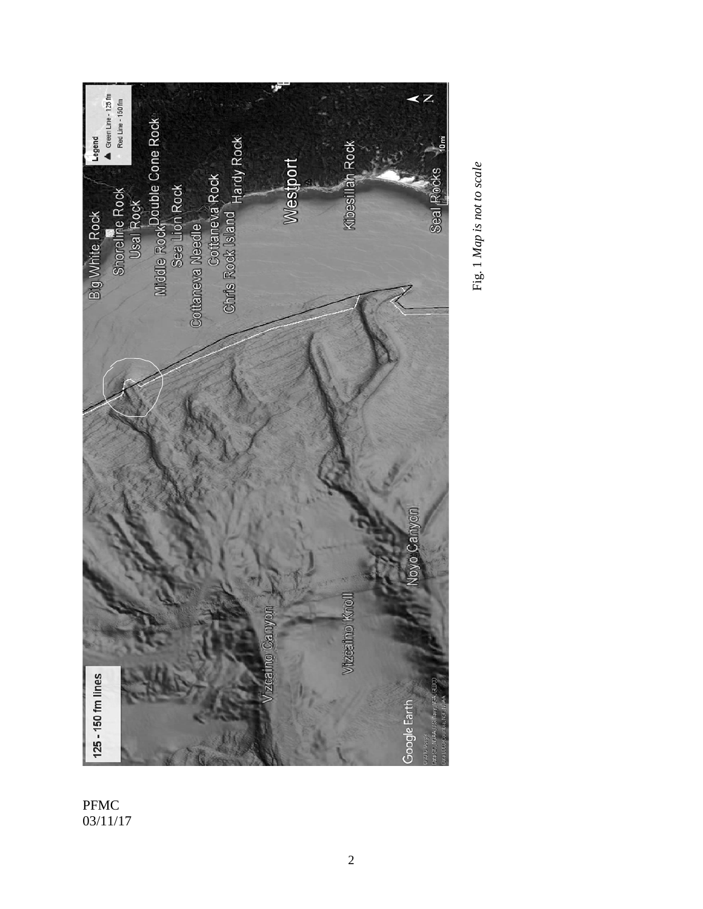125 - 150 fm lines

Legend

Green Line - 125 fm

Red Line - 150 fm

Big White Rock

Shoreline Rock

Usal Rock

Middle Rock

Double Cone Rock

Sea Lion Rock

Cottaneva Needle

Cottaneva Rock

Chris Rock Island

Hardy Rock

Westport

Kibesillah Rock

Seal Rocks

Vizcaino Canyon

Vizcaino Knoll

Noyo Canyon

Google Earth

10 mi

N

Fig. 1 *Map is not to scale*

PFMC
03/11/17